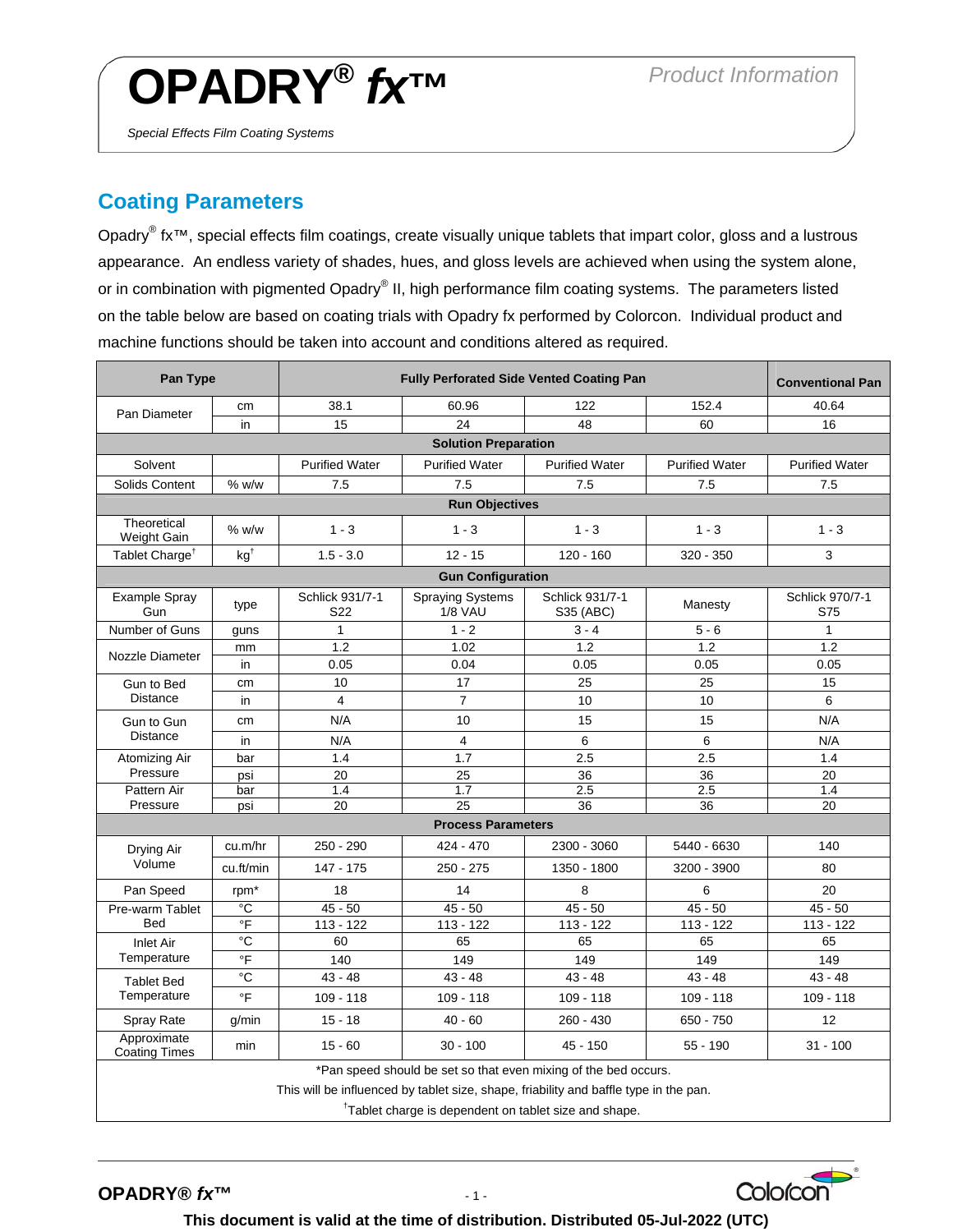# OPADRY® *fx*™

*Special Effects Film Coating Systems*

Product Information

## Coating Parameters

Opadry® fx™, special effects film coatings, create visually unique tablets that impart color, gloss and a lustrous appearance. An endless variety of shades, hues, and gloss levels are achieved when using the system alone, or in combination with pigmented Opadry® II, high performance film coating systems. The parameters listed on the table below are based on coating trials with Opadry fx performed by Colorcon. Individual product and machine functions should be taken into account and conditions altered as required.

| Pan Type | | Fully Perforated Side Vented Coating Pan | | | | Conventional Pan |
|---|---|---|---|---|---|---|
| Pan Diameter | cm | 38.1 | 60.96 | 122 | 152.4 | 40.64 |
| | in | 15 | 24 | 48 | 60 | 16 |
| **Solution Preparation** | | | | | | |
| Solvent | | Purified Water | Purified Water | Purified Water | Purified Water | Purified Water |
| Solids Content | % w/w | 7.5 | 7.5 | 7.5 | 7.5 | 7.5 |
| **Run Objectives** | | | | | | |
| Theoretical Weight Gain | % w/w | 1 - 3 | 1 - 3 | 1 - 3 | 1 - 3 | 1 - 3 |
| Tablet Charge† | kg† | 1.5 - 3.0 | 12 - 15 | 120 - 160 | 320 - 350 | 3 |
| **Gun Configuration** | | | | | | |
| Example Spray Gun | type | Schlick 931/7-1 S22 | Spraying Systems 1/8 VAU | Schlick 931/7-1 S35 (ABC) | Manesty | Schlick 970/7-1 S75 |
| Number of Guns | guns | 1 | 1 - 2 | 3 - 4 | 5 - 6 | 1 |
| Nozzle Diameter | mm | 1.2 | 1.02 | 1.2 | 1.2 | 1.2 |
| | in | 0.05 | 0.04 | 0.05 | 0.05 | 0.05 |
| Gun to Bed Distance | cm | 10 | 17 | 25 | 25 | 15 |
| | in | 4 | 7 | 10 | 10 | 6 |
| Gun to Gun Distance | cm | N/A | 10 | 15 | 15 | N/A |
| | in | N/A | 4 | 6 | 6 | N/A |
| Atomizing Air Pressure | bar | 1.4 | 1.7 | 2.5 | 2.5 | 1.4 |
| | psi | 20 | 25 | 36 | 36 | 20 |
| Pattern Air Pressure | bar | 1.4 | 1.7 | 2.5 | 2.5 | 1.4 |
| | psi | 20 | 25 | 36 | 36 | 20 |
| **Process Parameters** | | | | | | |
| Drying Air Volume | cu.m/hr | 250 - 290 | 424 - 470 | 2300 - 3060 | 5440 - 6630 | 140 |
| | cu.ft/min | 147 - 175 | 250 - 275 | 1350 - 1800 | 3200 - 3900 | 80 |
| Pan Speed | rpm* | 18 | 14 | 8 | 6 | 20 |
| Pre-warm Tablet Bed | °C | 45 - 50 | 45 - 50 | 45 - 50 | 45 - 50 | 45 - 50 |
| | °F | 113 - 122 | 113 - 122 | 113 - 122 | 113 - 122 | 113 - 122 |
| Inlet Air Temperature | °C | 60 | 65 | 65 | 65 | 65 |
| | °F | 140 | 149 | 149 | 149 | 149 |
| Tablet Bed Temperature | °C | 43 - 48 | 43 - 48 | 43 - 48 | 43 - 48 | 43 - 48 |
| | °F | 109 - 118 | 109 - 118 | 109 - 118 | 109 - 118 | 109 - 118 |
| Spray Rate | g/min | 15 - 18 | 40 - 60 | 260 - 430 | 650 - 750 | 12 |
| Approximate Coating Times | min | 15 - 60 | 30 - 100 | 45 - 150 | 55 - 190 | 31 - 100 |

*Pan speed should be set so that even mixing of the bed occurs.
This will be influenced by tablet size, shape, friability and baffle type in the pan.

†Tablet charge is dependent on tablet size and shape.

This document is valid at the time of distribution. Distributed 05-Jul-2022 (UTC)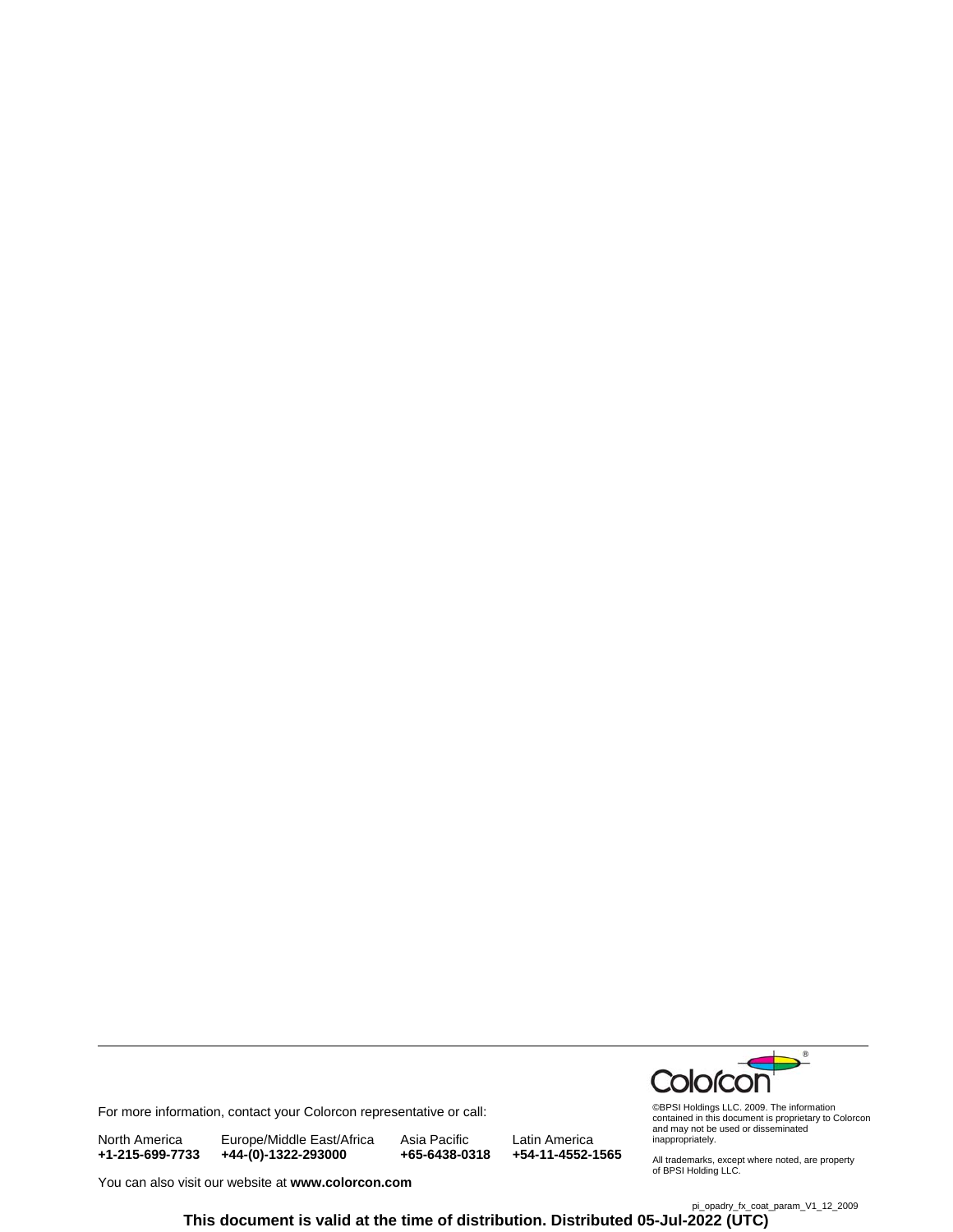For more information, contact your Colorcon representative or call:

| North America | Europe/Middle East/Africa | Asia Pacific | Latin America |
|---|---|---|---|
| **+1-215-699-7733** | **+44-(0)-1322-293000** | **+65-6438-0318** | **+54-11-4552-1565** |

You can also visit our website at **www.colorcon.com**

©BPSI Holdings LLC. 2009. The information contained in this document is proprietary to Colorcon and may not be used or disseminated inappropriately.

All trademarks, except where noted, are property of BPSI Holding LLC.

pi_opadry_fx_coat_param_V1_12_2009

**This document is valid at the time of distribution. Distributed 05-Jul-2022 (UTC)**